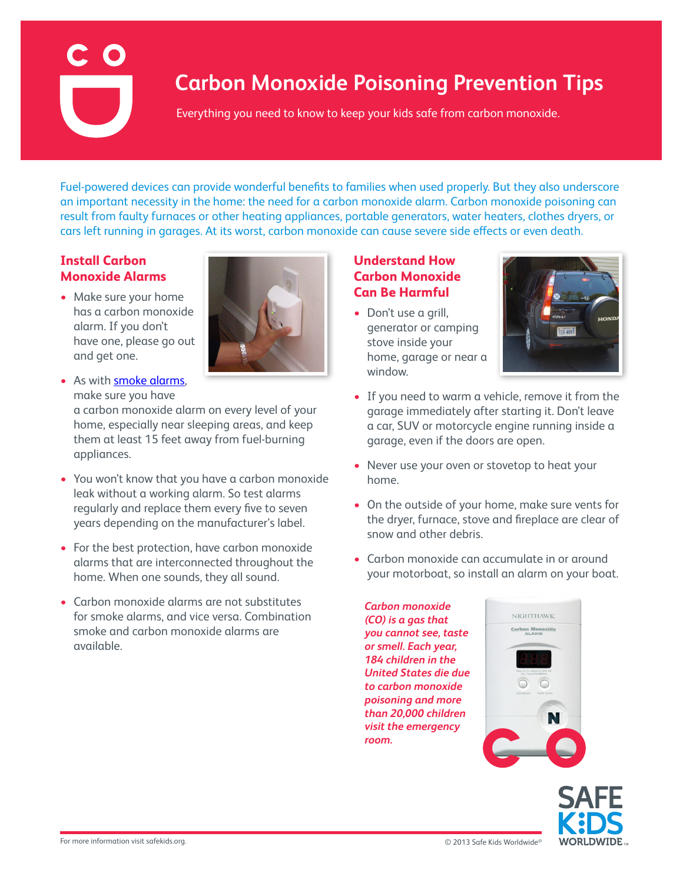# Carbon Monoxide Poisoning Prevention Tips

Everything you need to know to keep your kids safe from carbon monoxide.

Fuel-powered devices can provide wonderful benefits to families when used properly. But they also underscore an important necessity in the home: the need for a carbon monoxide alarm. Carbon monoxide poisoning can result from faulty furnaces or other heating appliances, portable generators, water heaters, clothes dryers, or cars left running in garages. At its worst, carbon monoxide can cause severe side effects or even death.

## Install Carbon Monoxide Alarms

- Make sure your home has a carbon monoxide alarm. If you don't have one, please go out and get one.
- As with smoke alarms, make sure you have a carbon monoxide alarm on every level of your home, especially near sleeping areas, and keep them at least 15 feet away from fuel-burning appliances.
- You won't know that you have a carbon monoxide leak without a working alarm. So test alarms regularly and replace them every five to seven years depending on the manufacturer's label.
- For the best protection, have carbon monoxide alarms that are interconnected throughout the home. When one sounds, they all sound.
- Carbon monoxide alarms are not substitutes for smoke alarms, and vice versa. Combination smoke and carbon monoxide alarms are available.

## Understand How Carbon Monoxide Can Be Harmful

- Don't use a grill, generator or camping stove inside your home, garage or near a window.
- If you need to warm a vehicle, remove it from the garage immediately after starting it. Don't leave a car, SUV or motorcycle engine running inside a garage, even if the doors are open.
- Never use your oven or stovetop to heat your home.
- On the outside of your home, make sure vents for the dryer, furnace, stove and fireplace are clear of snow and other debris.
- Carbon monoxide can accumulate in or around your motorboat, so install an alarm on your boat.

***Carbon monoxide (CO) is a gas that you cannot see, taste or smell. Each year, 184 children in the United States die due to carbon monoxide poisoning and more than 20,000 children visit the emergency room.***

For more information visit safekids.org.

© 2013 Safe Kids Worldwide®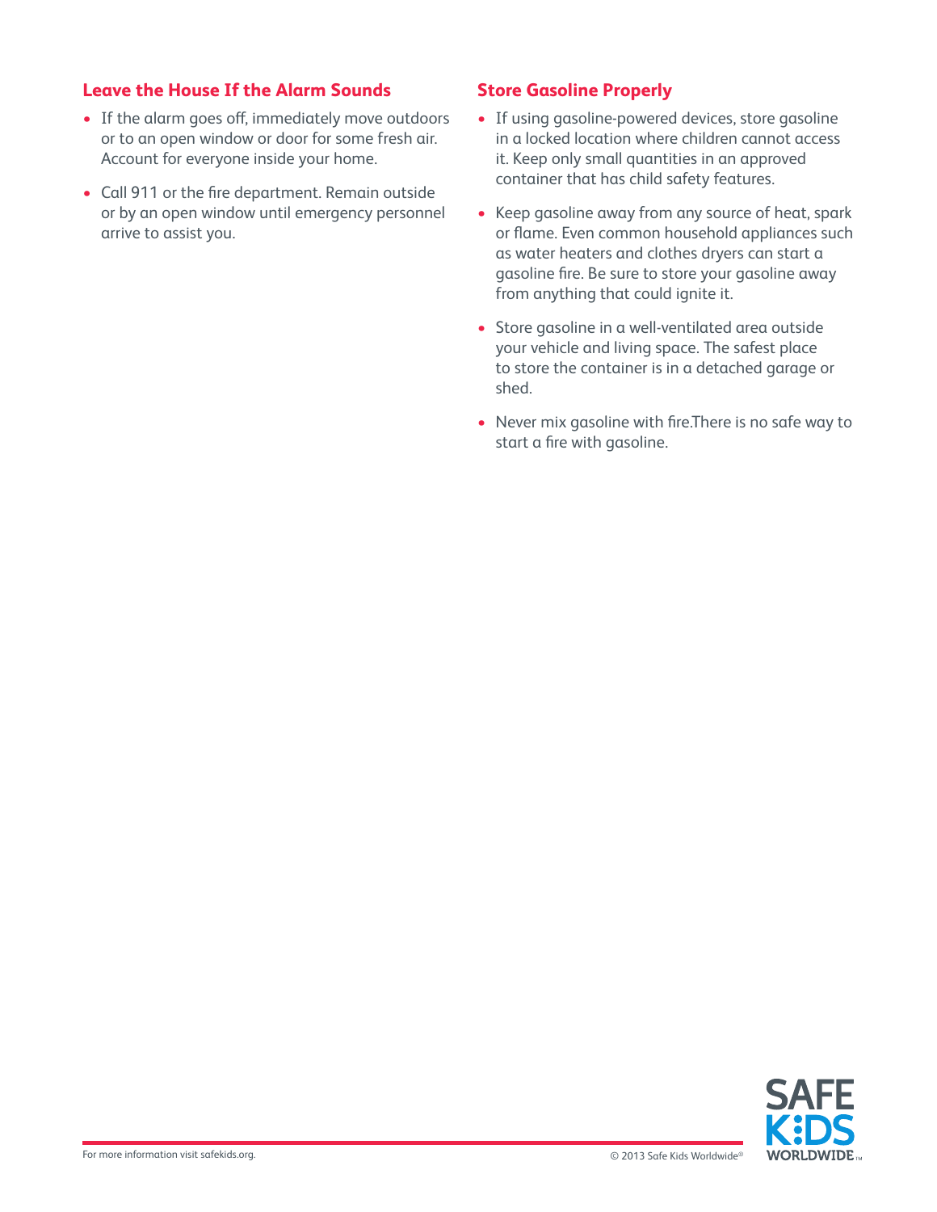## Leave the House If the Alarm Sounds

- If the alarm goes off, immediately move outdoors or to an open window or door for some fresh air. Account for everyone inside your home.
- Call 911 or the fire department. Remain outside or by an open window until emergency personnel arrive to assist you.

## Store Gasoline Properly

- If using gasoline-powered devices, store gasoline in a locked location where children cannot access it. Keep only small quantities in an approved container that has child safety features.
- Keep gasoline away from any source of heat, spark or flame. Even common household appliances such as water heaters and clothes dryers can start a gasoline fire. Be sure to store your gasoline away from anything that could ignite it.
- Store gasoline in a well-ventilated area outside your vehicle and living space. The safest place to store the container is in a detached garage or shed.
- Never mix gasoline with fire.There is no safe way to start a fire with gasoline.

For more information visit safekids.org.

© 2013 Safe Kids Worldwide®